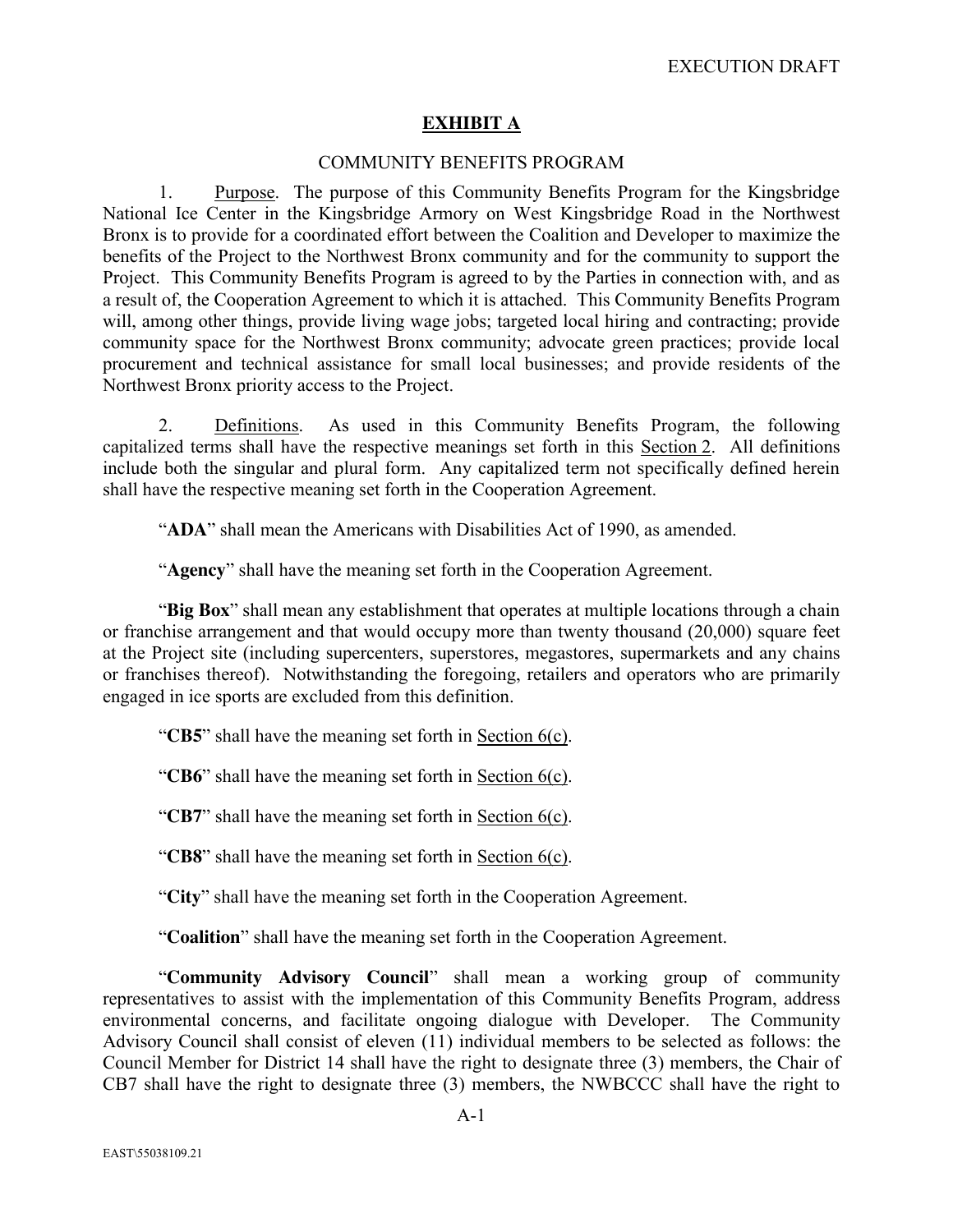EXECUTION DRAFT

## EXHIBIT A

COMMUNITY BENEFITS PROGRAM

1. Purpose. The purpose of this Community Benefits Program for the Kingsbridge National Ice Center in the Kingsbridge Armory on West Kingsbridge Road in the Northwest Bronx is to provide for a coordinated effort between the Coalition and Developer to maximize the benefits of the Project to the Northwest Bronx community and for the community to support the Project. This Community Benefits Program is agreed to by the Parties in connection with, and as a result of, the Cooperation Agreement to which it is attached. This Community Benefits Program will, among other things, provide living wage jobs; targeted local hiring and contracting; provide community space for the Northwest Bronx community; advocate green practices; provide local procurement and technical assistance for small local businesses; and provide residents of the Northwest Bronx priority access to the Project.

2. Definitions. As used in this Community Benefits Program, the following capitalized terms shall have the respective meanings set forth in this Section 2. All definitions include both the singular and plural form. Any capitalized term not specifically defined herein shall have the respective meaning set forth in the Cooperation Agreement.

"**ADA**" shall mean the Americans with Disabilities Act of 1990, as amended.

"**Agency**" shall have the meaning set forth in the Cooperation Agreement.

"**Big Box**" shall mean any establishment that operates at multiple locations through a chain or franchise arrangement and that would occupy more than twenty thousand (20,000) square feet at the Project site (including supercenters, superstores, megastores, supermarkets and any chains or franchises thereof). Notwithstanding the foregoing, retailers and operators who are primarily engaged in ice sports are excluded from this definition.

"**CB5**" shall have the meaning set forth in Section 6(c).

"**CB6**" shall have the meaning set forth in Section 6(c).

"**CB7**" shall have the meaning set forth in Section 6(c).

"**CB8**" shall have the meaning set forth in Section 6(c).

"**City**" shall have the meaning set forth in the Cooperation Agreement.

"**Coalition**" shall have the meaning set forth in the Cooperation Agreement.

"**Community Advisory Council**" shall mean a working group of community representatives to assist with the implementation of this Community Benefits Program, address environmental concerns, and facilitate ongoing dialogue with Developer. The Community Advisory Council shall consist of eleven (11) individual members to be selected as follows: the Council Member for District 14 shall have the right to designate three (3) members, the Chair of CB7 shall have the right to designate three (3) members, the NWBCCC shall have the right to

EAST\55038109.21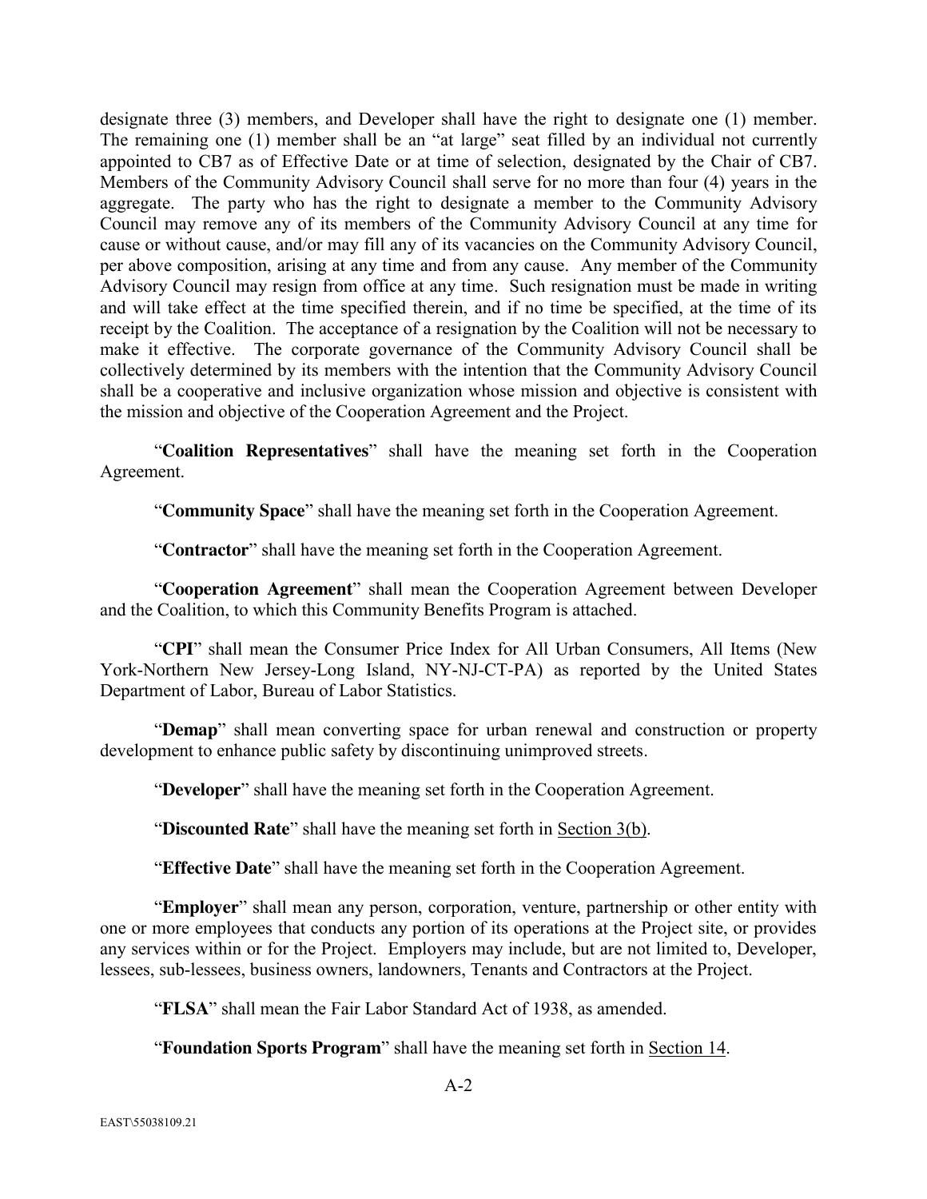designate three (3) members, and Developer shall have the right to designate one (1) member. The remaining one (1) member shall be an "at large" seat filled by an individual not currently appointed to CB7 as of Effective Date or at time of selection, designated by the Chair of CB7. Members of the Community Advisory Council shall serve for no more than four (4) years in the aggregate. The party who has the right to designate a member to the Community Advisory Council may remove any of its members of the Community Advisory Council at any time for cause or without cause, and/or may fill any of its vacancies on the Community Advisory Council, per above composition, arising at any time and from any cause. Any member of the Community Advisory Council may resign from office at any time. Such resignation must be made in writing and will take effect at the time specified therein, and if no time be specified, at the time of its receipt by the Coalition. The acceptance of a resignation by the Coalition will not be necessary to make it effective. The corporate governance of the Community Advisory Council shall be collectively determined by its members with the intention that the Community Advisory Council shall be a cooperative and inclusive organization whose mission and objective is consistent with the mission and objective of the Cooperation Agreement and the Project.

"**Coalition Representatives**" shall have the meaning set forth in the Cooperation Agreement.

"**Community Space**" shall have the meaning set forth in the Cooperation Agreement.

"**Contractor**" shall have the meaning set forth in the Cooperation Agreement.

"**Cooperation Agreement**" shall mean the Cooperation Agreement between Developer and the Coalition, to which this Community Benefits Program is attached.

"**CPI**" shall mean the Consumer Price Index for All Urban Consumers, All Items (New York-Northern New Jersey-Long Island, NY-NJ-CT-PA) as reported by the United States Department of Labor, Bureau of Labor Statistics.

"**Demap**" shall mean converting space for urban renewal and construction or property development to enhance public safety by discontinuing unimproved streets.

"**Developer**" shall have the meaning set forth in the Cooperation Agreement.

"**Discounted Rate**" shall have the meaning set forth in Section 3(b).

"**Effective Date**" shall have the meaning set forth in the Cooperation Agreement.

"**Employer**" shall mean any person, corporation, venture, partnership or other entity with one or more employees that conducts any portion of its operations at the Project site, or provides any services within or for the Project. Employers may include, but are not limited to, Developer, lessees, sub-lessees, business owners, landowners, Tenants and Contractors at the Project.

"**FLSA**" shall mean the Fair Labor Standard Act of 1938, as amended.

"**Foundation Sports Program**" shall have the meaning set forth in Section 14.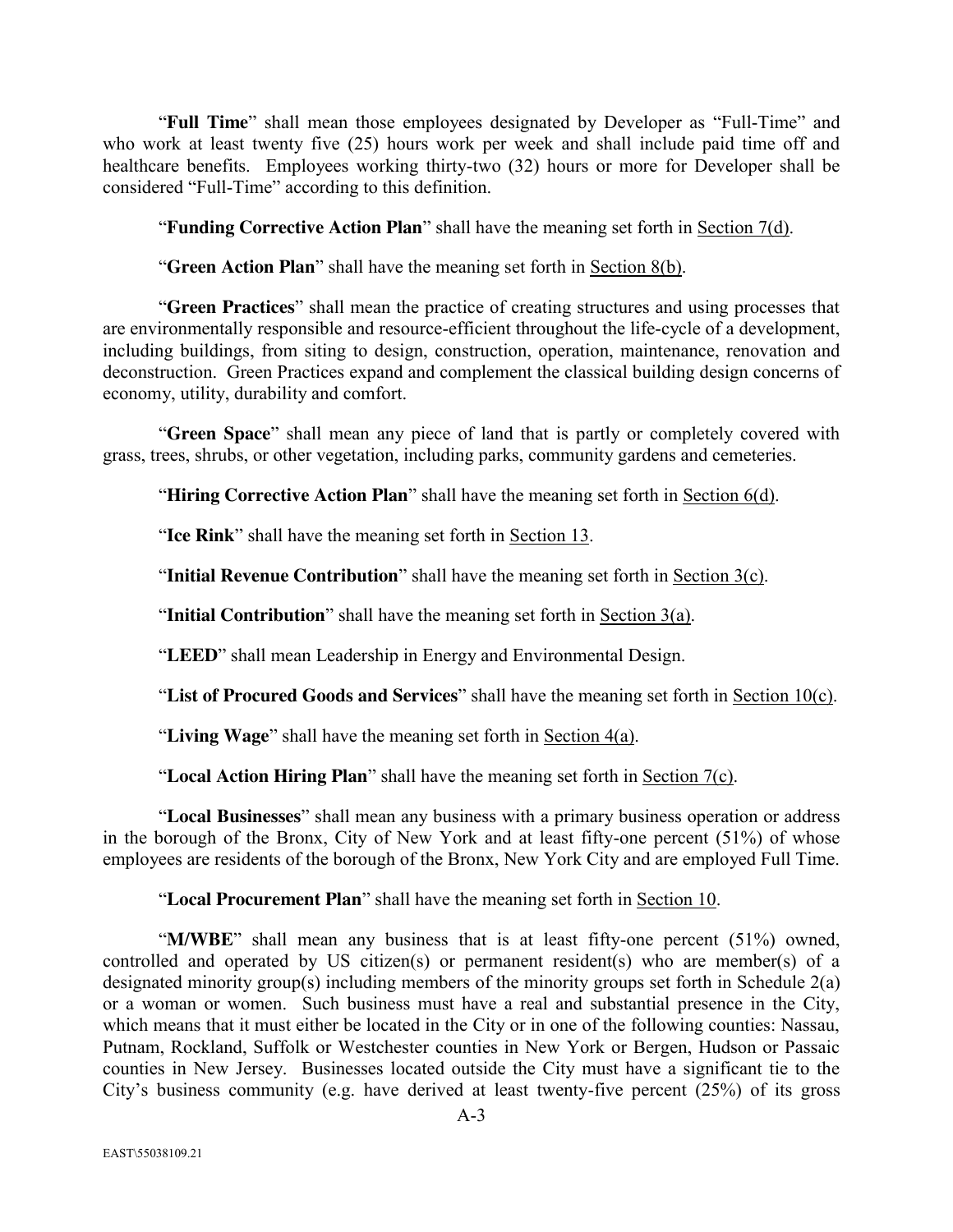"**Full Time**" shall mean those employees designated by Developer as "Full-Time" and who work at least twenty five (25) hours work per week and shall include paid time off and healthcare benefits. Employees working thirty-two (32) hours or more for Developer shall be considered "Full-Time" according to this definition.

"**Funding Corrective Action Plan**" shall have the meaning set forth in Section 7(d).

"**Green Action Plan**" shall have the meaning set forth in Section 8(b).

"**Green Practices**" shall mean the practice of creating structures and using processes that are environmentally responsible and resource-efficient throughout the life-cycle of a development, including buildings, from siting to design, construction, operation, maintenance, renovation and deconstruction. Green Practices expand and complement the classical building design concerns of economy, utility, durability and comfort.

"**Green Space**" shall mean any piece of land that is partly or completely covered with grass, trees, shrubs, or other vegetation, including parks, community gardens and cemeteries.

"**Hiring Corrective Action Plan**" shall have the meaning set forth in Section 6(d).

"**Ice Rink**" shall have the meaning set forth in Section 13.

"**Initial Revenue Contribution**" shall have the meaning set forth in Section 3(c).

"**Initial Contribution**" shall have the meaning set forth in Section 3(a).

"**LEED**" shall mean Leadership in Energy and Environmental Design.

"**List of Procured Goods and Services**" shall have the meaning set forth in Section 10(c).

"**Living Wage**" shall have the meaning set forth in Section 4(a).

"**Local Action Hiring Plan**" shall have the meaning set forth in Section 7(c).

"**Local Businesses**" shall mean any business with a primary business operation or address in the borough of the Bronx, City of New York and at least fifty-one percent (51%) of whose employees are residents of the borough of the Bronx, New York City and are employed Full Time.

"**Local Procurement Plan**" shall have the meaning set forth in Section 10.

"**M/WBE**" shall mean any business that is at least fifty-one percent (51%) owned, controlled and operated by US citizen(s) or permanent resident(s) who are member(s) of a designated minority group(s) including members of the minority groups set forth in Schedule 2(a) or a woman or women. Such business must have a real and substantial presence in the City, which means that it must either be located in the City or in one of the following counties: Nassau, Putnam, Rockland, Suffolk or Westchester counties in New York or Bergen, Hudson or Passaic counties in New Jersey. Businesses located outside the City must have a significant tie to the City's business community (e.g. have derived at least twenty-five percent (25%) of its gross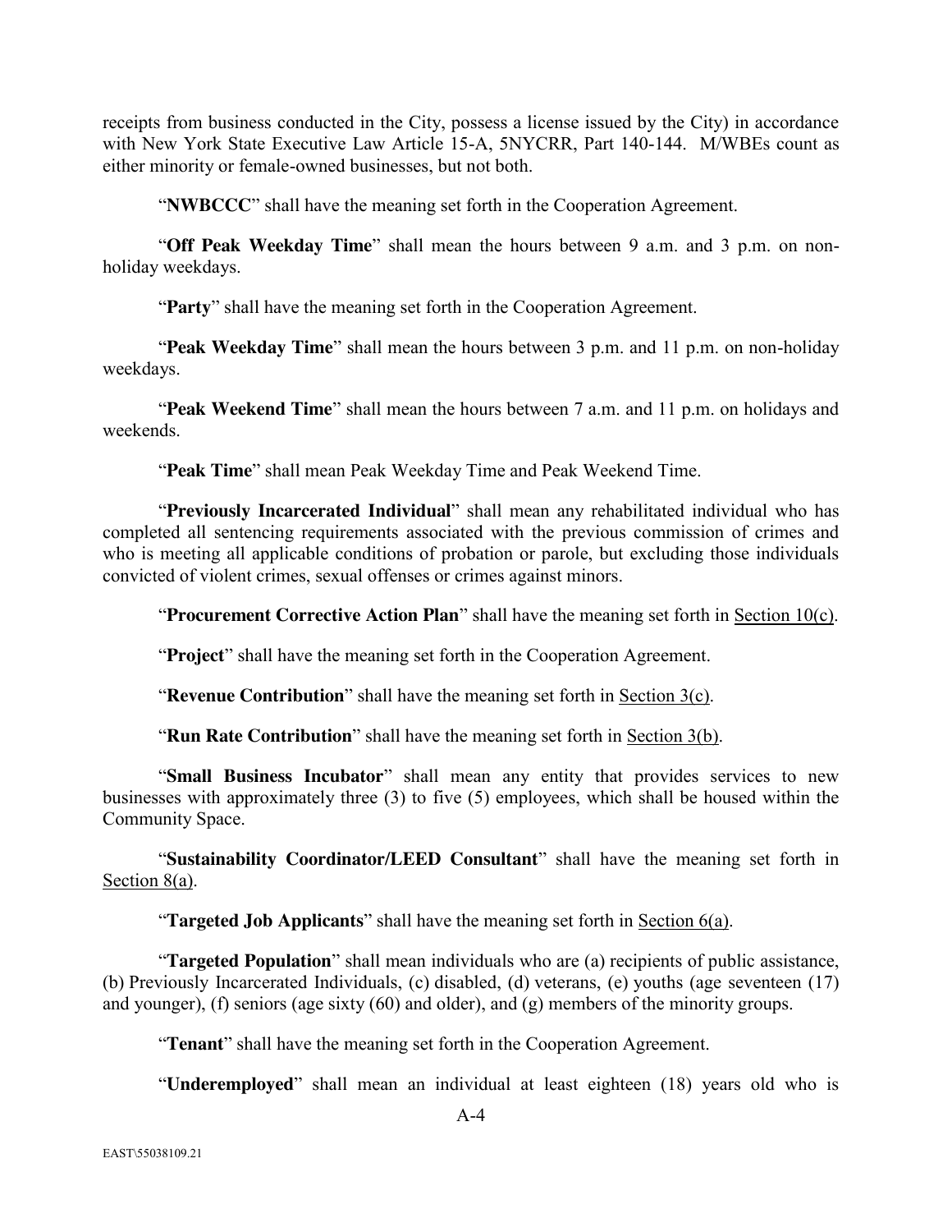receipts from business conducted in the City, possess a license issued by the City) in accordance with New York State Executive Law Article 15-A, 5NYCRR, Part 140-144. M/WBEs count as either minority or female-owned businesses, but not both.

"**NWBCCC**" shall have the meaning set forth in the Cooperation Agreement.

"**Off Peak Weekday Time**" shall mean the hours between 9 a.m. and 3 p.m. on non-holiday weekdays.

"**Party**" shall have the meaning set forth in the Cooperation Agreement.

"**Peak Weekday Time**" shall mean the hours between 3 p.m. and 11 p.m. on non-holiday weekdays.

"**Peak Weekend Time**" shall mean the hours between 7 a.m. and 11 p.m. on holidays and weekends.

"**Peak Time**" shall mean Peak Weekday Time and Peak Weekend Time.

"**Previously Incarcerated Individual**" shall mean any rehabilitated individual who has completed all sentencing requirements associated with the previous commission of crimes and who is meeting all applicable conditions of probation or parole, but excluding those individuals convicted of violent crimes, sexual offenses or crimes against minors.

"**Procurement Corrective Action Plan**" shall have the meaning set forth in Section 10(c).

"**Project**" shall have the meaning set forth in the Cooperation Agreement.

"**Revenue Contribution**" shall have the meaning set forth in Section 3(c).

"**Run Rate Contribution**" shall have the meaning set forth in Section 3(b).

"**Small Business Incubator**" shall mean any entity that provides services to new businesses with approximately three (3) to five (5) employees, which shall be housed within the Community Space.

"**Sustainability Coordinator/LEED Consultant**" shall have the meaning set forth in Section 8(a).

"**Targeted Job Applicants**" shall have the meaning set forth in Section 6(a).

"**Targeted Population**" shall mean individuals who are (a) recipients of public assistance, (b) Previously Incarcerated Individuals, (c) disabled, (d) veterans, (e) youths (age seventeen (17) and younger), (f) seniors (age sixty (60) and older), and (g) members of the minority groups.

"**Tenant**" shall have the meaning set forth in the Cooperation Agreement.

"**Underemployed**" shall mean an individual at least eighteen (18) years old who is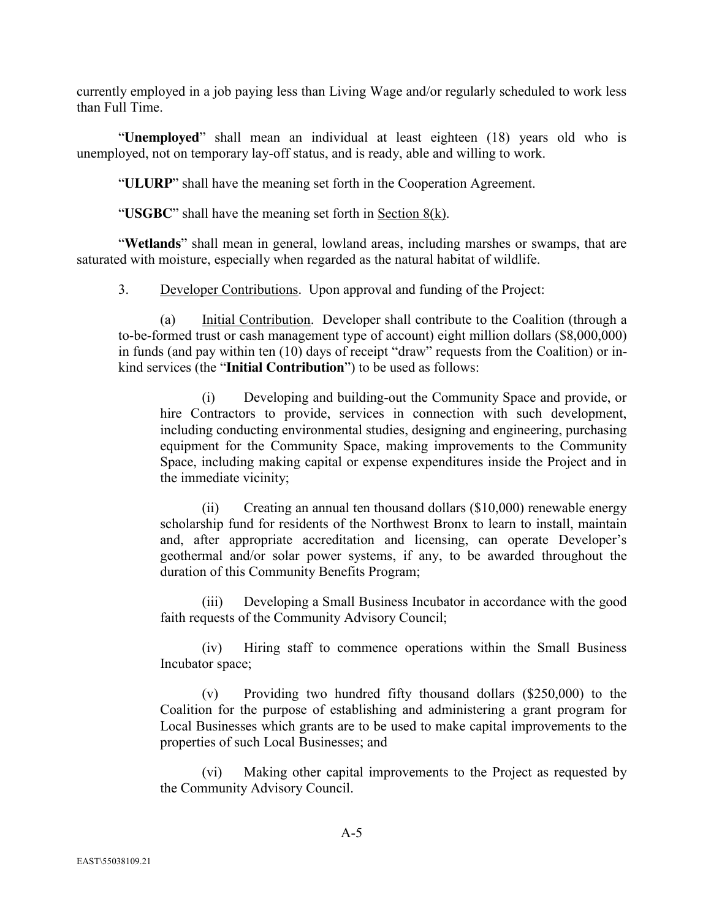currently employed in a job paying less than Living Wage and/or regularly scheduled to work less than Full Time.

"**Unemployed**" shall mean an individual at least eighteen (18) years old who is unemployed, not on temporary lay-off status, and is ready, able and willing to work.

"**ULURP**" shall have the meaning set forth in the Cooperation Agreement.

"**USGBC**" shall have the meaning set forth in Section 8(k).

"**Wetlands**" shall mean in general, lowland areas, including marshes or swamps, that are saturated with moisture, especially when regarded as the natural habitat of wildlife.

3. Developer Contributions. Upon approval and funding of the Project:

(a) Initial Contribution. Developer shall contribute to the Coalition (through a to-be-formed trust or cash management type of account) eight million dollars ($8,000,000) in funds (and pay within ten (10) days of receipt "draw" requests from the Coalition) or in-kind services (the "**Initial Contribution**") to be used as follows:

(i) Developing and building-out the Community Space and provide, or hire Contractors to provide, services in connection with such development, including conducting environmental studies, designing and engineering, purchasing equipment for the Community Space, making improvements to the Community Space, including making capital or expense expenditures inside the Project and in the immediate vicinity;

(ii) Creating an annual ten thousand dollars ($10,000) renewable energy scholarship fund for residents of the Northwest Bronx to learn to install, maintain and, after appropriate accreditation and licensing, can operate Developer's geothermal and/or solar power systems, if any, to be awarded throughout the duration of this Community Benefits Program;

(iii) Developing a Small Business Incubator in accordance with the good faith requests of the Community Advisory Council;

(iv) Hiring staff to commence operations within the Small Business Incubator space;

(v) Providing two hundred fifty thousand dollars ($250,000) to the Coalition for the purpose of establishing and administering a grant program for Local Businesses which grants are to be used to make capital improvements to the properties of such Local Businesses; and

(vi) Making other capital improvements to the Project as requested by the Community Advisory Council.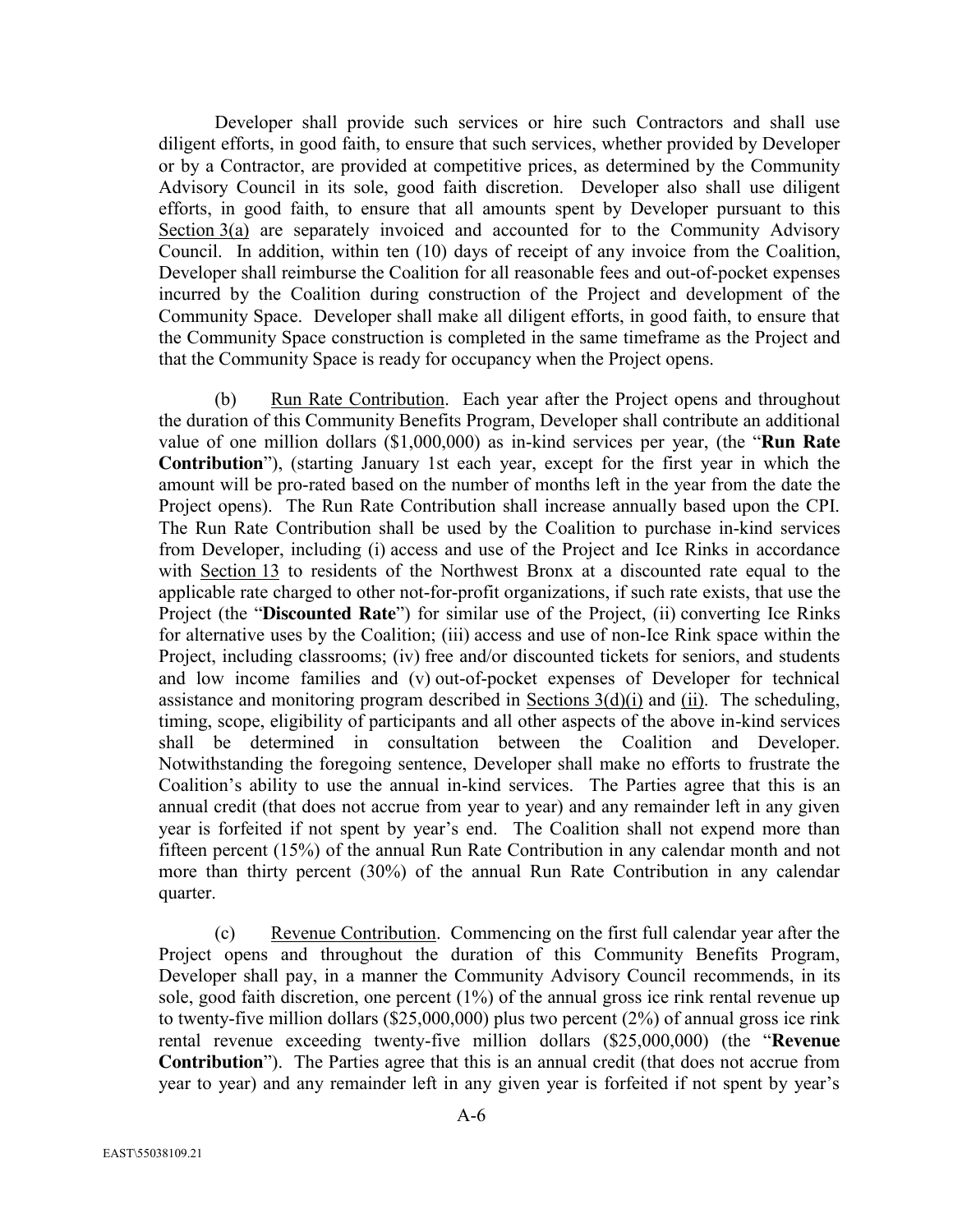Developer shall provide such services or hire such Contractors and shall use diligent efforts, in good faith, to ensure that such services, whether provided by Developer or by a Contractor, are provided at competitive prices, as determined by the Community Advisory Council in its sole, good faith discretion. Developer also shall use diligent efforts, in good faith, to ensure that all amounts spent by Developer pursuant to this Section 3(a) are separately invoiced and accounted for to the Community Advisory Council. In addition, within ten (10) days of receipt of any invoice from the Coalition, Developer shall reimburse the Coalition for all reasonable fees and out-of-pocket expenses incurred by the Coalition during construction of the Project and development of the Community Space. Developer shall make all diligent efforts, in good faith, to ensure that the Community Space construction is completed in the same timeframe as the Project and that the Community Space is ready for occupancy when the Project opens.

(b) Run Rate Contribution. Each year after the Project opens and throughout the duration of this Community Benefits Program, Developer shall contribute an additional value of one million dollars ($1,000,000) as in-kind services per year, (the "**Run Rate Contribution**"), (starting January 1st each year, except for the first year in which the amount will be pro-rated based on the number of months left in the year from the date the Project opens). The Run Rate Contribution shall increase annually based upon the CPI. The Run Rate Contribution shall be used by the Coalition to purchase in-kind services from Developer, including (i) access and use of the Project and Ice Rinks in accordance with Section 13 to residents of the Northwest Bronx at a discounted rate equal to the applicable rate charged to other not-for-profit organizations, if such rate exists, that use the Project (the "**Discounted Rate**") for similar use of the Project, (ii) converting Ice Rinks for alternative uses by the Coalition; (iii) access and use of non-Ice Rink space within the Project, including classrooms; (iv) free and/or discounted tickets for seniors, and students and low income families and (v) out-of-pocket expenses of Developer for technical assistance and monitoring program described in Sections 3(d)(i) and (ii). The scheduling, timing, scope, eligibility of participants and all other aspects of the above in-kind services shall be determined in consultation between the Coalition and Developer. Notwithstanding the foregoing sentence, Developer shall make no efforts to frustrate the Coalition's ability to use the annual in-kind services. The Parties agree that this is an annual credit (that does not accrue from year to year) and any remainder left in any given year is forfeited if not spent by year's end. The Coalition shall not expend more than fifteen percent (15%) of the annual Run Rate Contribution in any calendar month and not more than thirty percent (30%) of the annual Run Rate Contribution in any calendar quarter.

(c) Revenue Contribution. Commencing on the first full calendar year after the Project opens and throughout the duration of this Community Benefits Program, Developer shall pay, in a manner the Community Advisory Council recommends, in its sole, good faith discretion, one percent (1%) of the annual gross ice rink rental revenue up to twenty-five million dollars ($25,000,000) plus two percent (2%) of annual gross ice rink rental revenue exceeding twenty-five million dollars ($25,000,000) (the "**Revenue Contribution**"). The Parties agree that this is an annual credit (that does not accrue from year to year) and any remainder left in any given year is forfeited if not spent by year's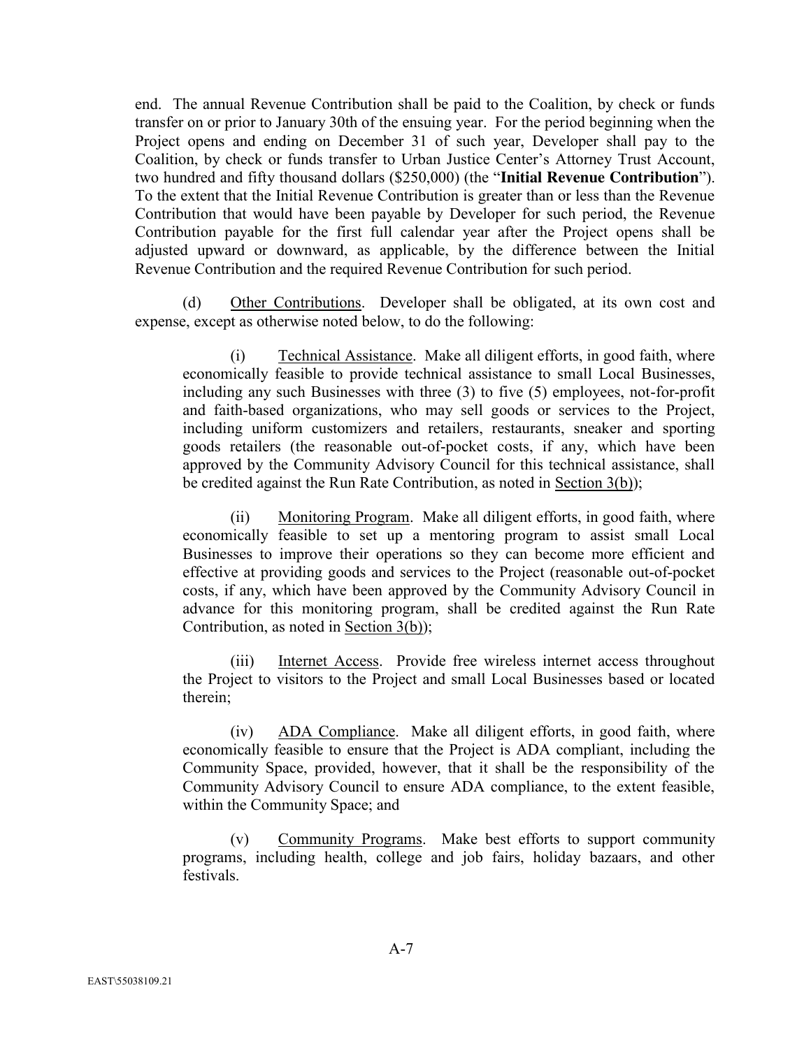end. The annual Revenue Contribution shall be paid to the Coalition, by check or funds transfer on or prior to January 30th of the ensuing year. For the period beginning when the Project opens and ending on December 31 of such year, Developer shall pay to the Coalition, by check or funds transfer to Urban Justice Center's Attorney Trust Account, two hundred and fifty thousand dollars ($250,000) (the "**Initial Revenue Contribution**"). To the extent that the Initial Revenue Contribution is greater than or less than the Revenue Contribution that would have been payable by Developer for such period, the Revenue Contribution payable for the first full calendar year after the Project opens shall be adjusted upward or downward, as applicable, by the difference between the Initial Revenue Contribution and the required Revenue Contribution for such period.

(d) Other Contributions. Developer shall be obligated, at its own cost and expense, except as otherwise noted below, to do the following:

(i) Technical Assistance. Make all diligent efforts, in good faith, where economically feasible to provide technical assistance to small Local Businesses, including any such Businesses with three (3) to five (5) employees, not-for-profit and faith-based organizations, who may sell goods or services to the Project, including uniform customizers and retailers, restaurants, sneaker and sporting goods retailers (the reasonable out-of-pocket costs, if any, which have been approved by the Community Advisory Council for this technical assistance, shall be credited against the Run Rate Contribution, as noted in Section 3(b));

(ii) Monitoring Program. Make all diligent efforts, in good faith, where economically feasible to set up a mentoring program to assist small Local Businesses to improve their operations so they can become more efficient and effective at providing goods and services to the Project (reasonable out-of-pocket costs, if any, which have been approved by the Community Advisory Council in advance for this monitoring program, shall be credited against the Run Rate Contribution, as noted in Section 3(b));

(iii) Internet Access. Provide free wireless internet access throughout the Project to visitors to the Project and small Local Businesses based or located therein;

(iv) ADA Compliance. Make all diligent efforts, in good faith, where economically feasible to ensure that the Project is ADA compliant, including the Community Space, provided, however, that it shall be the responsibility of the Community Advisory Council to ensure ADA compliance, to the extent feasible, within the Community Space; and

(v) Community Programs. Make best efforts to support community programs, including health, college and job fairs, holiday bazaars, and other festivals.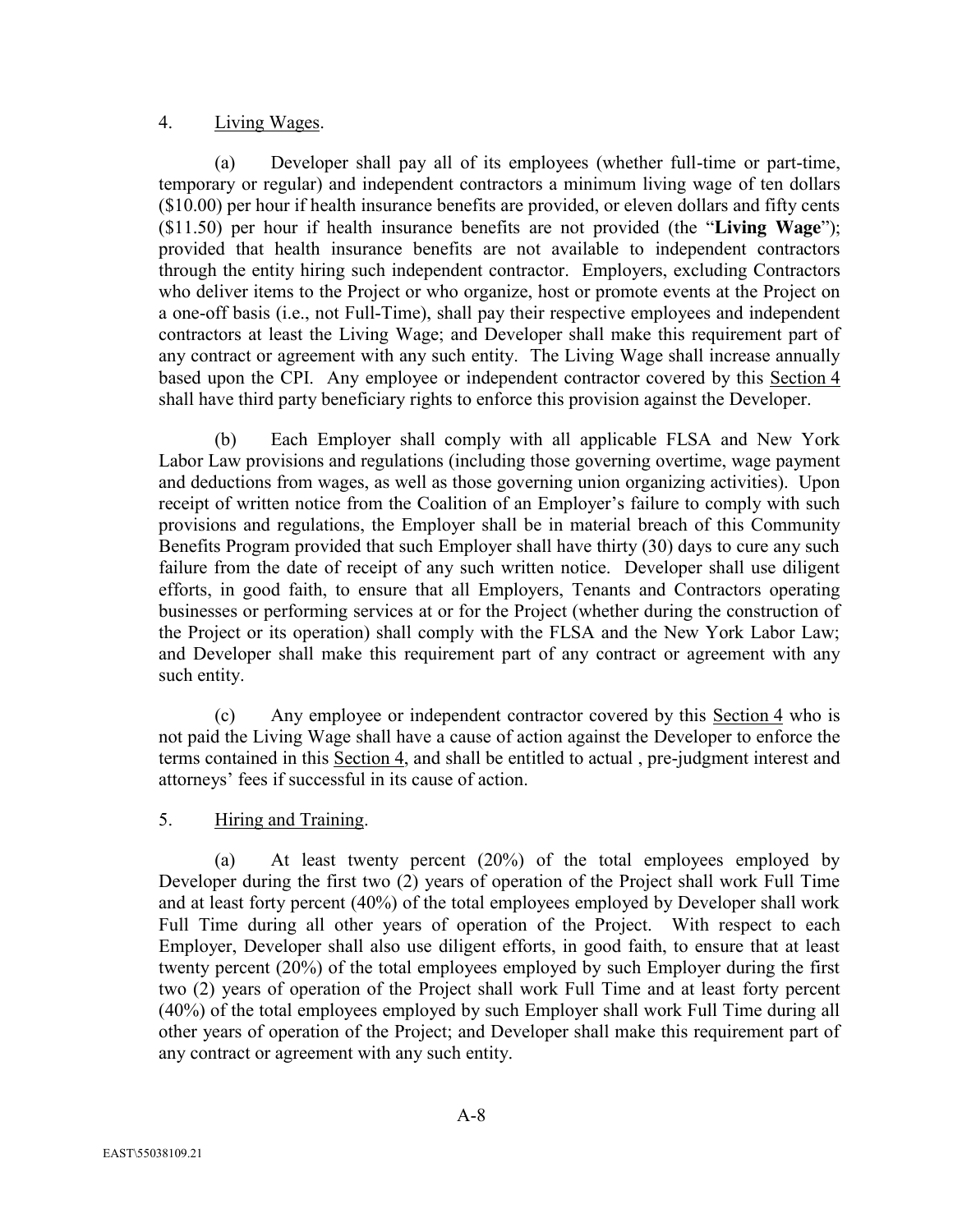4. Living Wages.

(a) Developer shall pay all of its employees (whether full-time or part-time, temporary or regular) and independent contractors a minimum living wage of ten dollars ($10.00) per hour if health insurance benefits are provided, or eleven dollars and fifty cents ($11.50) per hour if health insurance benefits are not provided (the "**Living Wage**"); provided that health insurance benefits are not available to independent contractors through the entity hiring such independent contractor. Employers, excluding Contractors who deliver items to the Project or who organize, host or promote events at the Project on a one-off basis (i.e., not Full-Time), shall pay their respective employees and independent contractors at least the Living Wage; and Developer shall make this requirement part of any contract or agreement with any such entity. The Living Wage shall increase annually based upon the CPI. Any employee or independent contractor covered by this Section 4 shall have third party beneficiary rights to enforce this provision against the Developer.

(b) Each Employer shall comply with all applicable FLSA and New York Labor Law provisions and regulations (including those governing overtime, wage payment and deductions from wages, as well as those governing union organizing activities). Upon receipt of written notice from the Coalition of an Employer's failure to comply with such provisions and regulations, the Employer shall be in material breach of this Community Benefits Program provided that such Employer shall have thirty (30) days to cure any such failure from the date of receipt of any such written notice. Developer shall use diligent efforts, in good faith, to ensure that all Employers, Tenants and Contractors operating businesses or performing services at or for the Project (whether during the construction of the Project or its operation) shall comply with the FLSA and the New York Labor Law; and Developer shall make this requirement part of any contract or agreement with any such entity.

(c) Any employee or independent contractor covered by this Section 4 who is not paid the Living Wage shall have a cause of action against the Developer to enforce the terms contained in this Section 4, and shall be entitled to actual , pre-judgment interest and attorneys' fees if successful in its cause of action.

5. Hiring and Training.

(a) At least twenty percent (20%) of the total employees employed by Developer during the first two (2) years of operation of the Project shall work Full Time and at least forty percent (40%) of the total employees employed by Developer shall work Full Time during all other years of operation of the Project. With respect to each Employer, Developer shall also use diligent efforts, in good faith, to ensure that at least twenty percent (20%) of the total employees employed by such Employer during the first two (2) years of operation of the Project shall work Full Time and at least forty percent (40%) of the total employees employed by such Employer shall work Full Time during all other years of operation of the Project; and Developer shall make this requirement part of any contract or agreement with any such entity.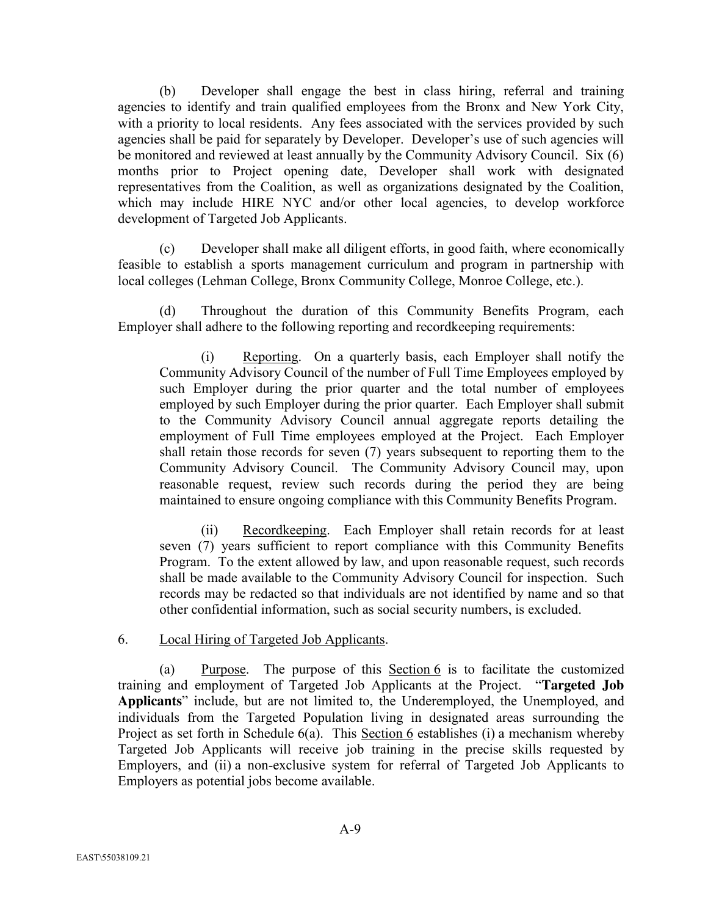(b) Developer shall engage the best in class hiring, referral and training agencies to identify and train qualified employees from the Bronx and New York City, with a priority to local residents. Any fees associated with the services provided by such agencies shall be paid for separately by Developer. Developer's use of such agencies will be monitored and reviewed at least annually by the Community Advisory Council. Six (6) months prior to Project opening date, Developer shall work with designated representatives from the Coalition, as well as organizations designated by the Coalition, which may include HIRE NYC and/or other local agencies, to develop workforce development of Targeted Job Applicants.

(c) Developer shall make all diligent efforts, in good faith, where economically feasible to establish a sports management curriculum and program in partnership with local colleges (Lehman College, Bronx Community College, Monroe College, etc.).

(d) Throughout the duration of this Community Benefits Program, each Employer shall adhere to the following reporting and recordkeeping requirements:

(i) Reporting. On a quarterly basis, each Employer shall notify the Community Advisory Council of the number of Full Time Employees employed by such Employer during the prior quarter and the total number of employees employed by such Employer during the prior quarter. Each Employer shall submit to the Community Advisory Council annual aggregate reports detailing the employment of Full Time employees employed at the Project. Each Employer shall retain those records for seven (7) years subsequent to reporting them to the Community Advisory Council. The Community Advisory Council may, upon reasonable request, review such records during the period they are being maintained to ensure ongoing compliance with this Community Benefits Program.

(ii) Recordkeeping. Each Employer shall retain records for at least seven (7) years sufficient to report compliance with this Community Benefits Program. To the extent allowed by law, and upon reasonable request, such records shall be made available to the Community Advisory Council for inspection. Such records may be redacted so that individuals are not identified by name and so that other confidential information, such as social security numbers, is excluded.

6. Local Hiring of Targeted Job Applicants.

(a) Purpose. The purpose of this Section 6 is to facilitate the customized training and employment of Targeted Job Applicants at the Project. "**Targeted Job Applicants**" include, but are not limited to, the Underemployed, the Unemployed, and individuals from the Targeted Population living in designated areas surrounding the Project as set forth in Schedule 6(a). This Section 6 establishes (i) a mechanism whereby Targeted Job Applicants will receive job training in the precise skills requested by Employers, and (ii) a non-exclusive system for referral of Targeted Job Applicants to Employers as potential jobs become available.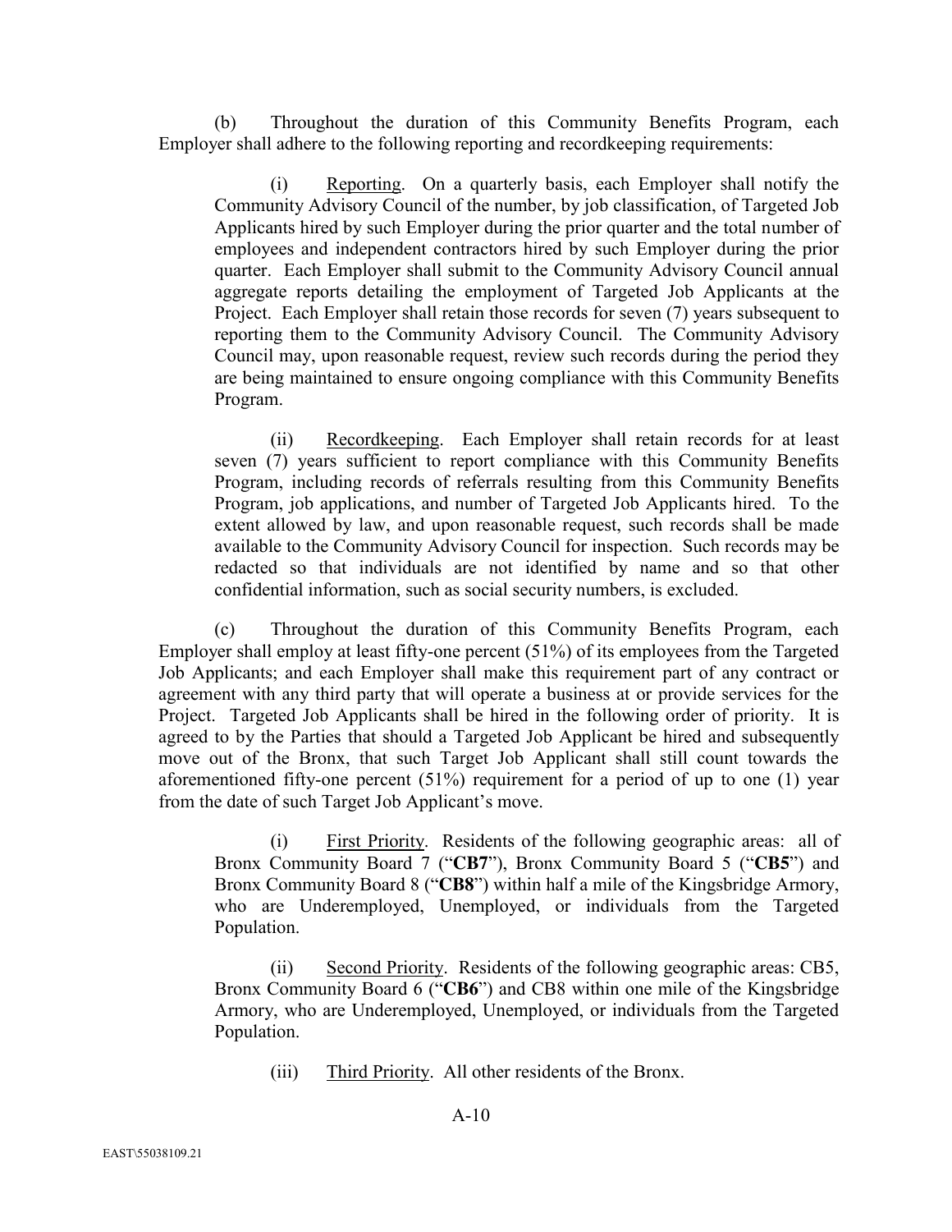(b) Throughout the duration of this Community Benefits Program, each Employer shall adhere to the following reporting and recordkeeping requirements:

(i) Reporting. On a quarterly basis, each Employer shall notify the Community Advisory Council of the number, by job classification, of Targeted Job Applicants hired by such Employer during the prior quarter and the total number of employees and independent contractors hired by such Employer during the prior quarter. Each Employer shall submit to the Community Advisory Council annual aggregate reports detailing the employment of Targeted Job Applicants at the Project. Each Employer shall retain those records for seven (7) years subsequent to reporting them to the Community Advisory Council. The Community Advisory Council may, upon reasonable request, review such records during the period they are being maintained to ensure ongoing compliance with this Community Benefits Program.

(ii) Recordkeeping. Each Employer shall retain records for at least seven (7) years sufficient to report compliance with this Community Benefits Program, including records of referrals resulting from this Community Benefits Program, job applications, and number of Targeted Job Applicants hired. To the extent allowed by law, and upon reasonable request, such records shall be made available to the Community Advisory Council for inspection. Such records may be redacted so that individuals are not identified by name and so that other confidential information, such as social security numbers, is excluded.

(c) Throughout the duration of this Community Benefits Program, each Employer shall employ at least fifty-one percent (51%) of its employees from the Targeted Job Applicants; and each Employer shall make this requirement part of any contract or agreement with any third party that will operate a business at or provide services for the Project. Targeted Job Applicants shall be hired in the following order of priority. It is agreed to by the Parties that should a Targeted Job Applicant be hired and subsequently move out of the Bronx, that such Target Job Applicant shall still count towards the aforementioned fifty-one percent (51%) requirement for a period of up to one (1) year from the date of such Target Job Applicant's move.

(i) First Priority. Residents of the following geographic areas: all of Bronx Community Board 7 ("**CB7**"), Bronx Community Board 5 ("**CB5**") and Bronx Community Board 8 ("**CB8**") within half a mile of the Kingsbridge Armory, who are Underemployed, Unemployed, or individuals from the Targeted Population.

(ii) Second Priority. Residents of the following geographic areas: CB5, Bronx Community Board 6 ("**CB6**") and CB8 within one mile of the Kingsbridge Armory, who are Underemployed, Unemployed, or individuals from the Targeted Population.

(iii) Third Priority. All other residents of the Bronx.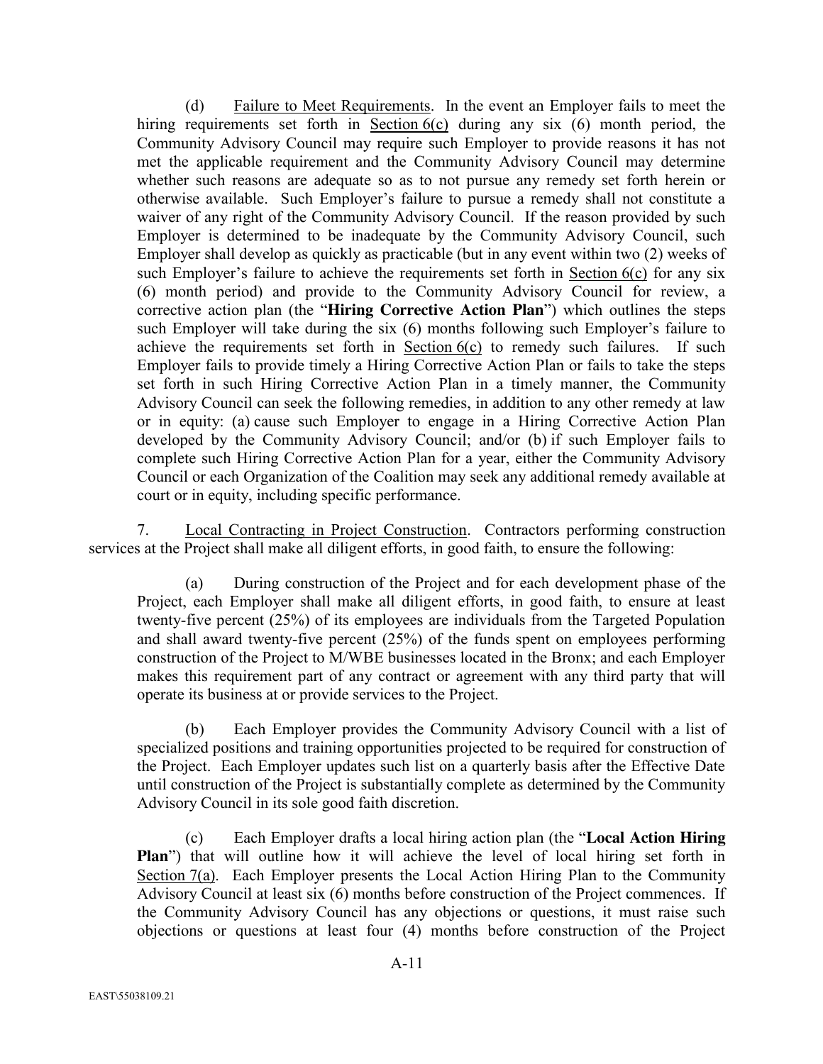(d) Failure to Meet Requirements. In the event an Employer fails to meet the hiring requirements set forth in Section 6(c) during any six (6) month period, the Community Advisory Council may require such Employer to provide reasons it has not met the applicable requirement and the Community Advisory Council may determine whether such reasons are adequate so as to not pursue any remedy set forth herein or otherwise available. Such Employer's failure to pursue a remedy shall not constitute a waiver of any right of the Community Advisory Council. If the reason provided by such Employer is determined to be inadequate by the Community Advisory Council, such Employer shall develop as quickly as practicable (but in any event within two (2) weeks of such Employer's failure to achieve the requirements set forth in Section 6(c) for any six (6) month period) and provide to the Community Advisory Council for review, a corrective action plan (the "**Hiring Corrective Action Plan**") which outlines the steps such Employer will take during the six (6) months following such Employer's failure to achieve the requirements set forth in Section 6(c) to remedy such failures. If such Employer fails to provide timely a Hiring Corrective Action Plan or fails to take the steps set forth in such Hiring Corrective Action Plan in a timely manner, the Community Advisory Council can seek the following remedies, in addition to any other remedy at law or in equity: (a) cause such Employer to engage in a Hiring Corrective Action Plan developed by the Community Advisory Council; and/or (b) if such Employer fails to complete such Hiring Corrective Action Plan for a year, either the Community Advisory Council or each Organization of the Coalition may seek any additional remedy available at court or in equity, including specific performance.

7. Local Contracting in Project Construction. Contractors performing construction services at the Project shall make all diligent efforts, in good faith, to ensure the following:

(a) During construction of the Project and for each development phase of the Project, each Employer shall make all diligent efforts, in good faith, to ensure at least twenty-five percent (25%) of its employees are individuals from the Targeted Population and shall award twenty-five percent (25%) of the funds spent on employees performing construction of the Project to M/WBE businesses located in the Bronx; and each Employer makes this requirement part of any contract or agreement with any third party that will operate its business at or provide services to the Project.

(b) Each Employer provides the Community Advisory Council with a list of specialized positions and training opportunities projected to be required for construction of the Project. Each Employer updates such list on a quarterly basis after the Effective Date until construction of the Project is substantially complete as determined by the Community Advisory Council in its sole good faith discretion.

(c) Each Employer drafts a local hiring action plan (the "**Local Action Hiring Plan**") that will outline how it will achieve the level of local hiring set forth in Section 7(a). Each Employer presents the Local Action Hiring Plan to the Community Advisory Council at least six (6) months before construction of the Project commences. If the Community Advisory Council has any objections or questions, it must raise such objections or questions at least four (4) months before construction of the Project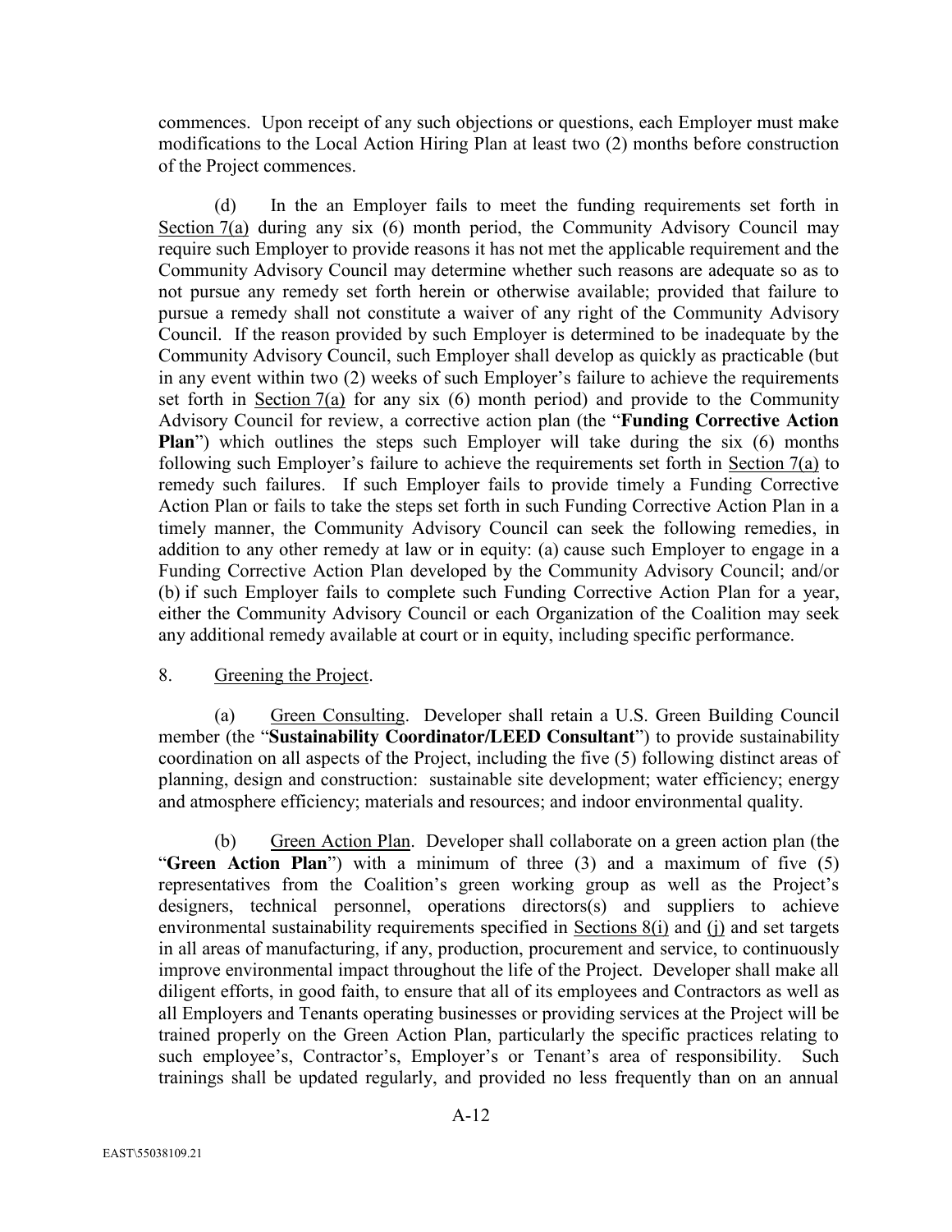commences. Upon receipt of any such objections or questions, each Employer must make modifications to the Local Action Hiring Plan at least two (2) months before construction of the Project commences.

(d) In the an Employer fails to meet the funding requirements set forth in Section 7(a) during any six (6) month period, the Community Advisory Council may require such Employer to provide reasons it has not met the applicable requirement and the Community Advisory Council may determine whether such reasons are adequate so as to not pursue any remedy set forth herein or otherwise available; provided that failure to pursue a remedy shall not constitute a waiver of any right of the Community Advisory Council. If the reason provided by such Employer is determined to be inadequate by the Community Advisory Council, such Employer shall develop as quickly as practicable (but in any event within two (2) weeks of such Employer's failure to achieve the requirements set forth in Section 7(a) for any six (6) month period) and provide to the Community Advisory Council for review, a corrective action plan (the "**Funding Corrective Action Plan**") which outlines the steps such Employer will take during the six (6) months following such Employer's failure to achieve the requirements set forth in Section 7(a) to remedy such failures. If such Employer fails to provide timely a Funding Corrective Action Plan or fails to take the steps set forth in such Funding Corrective Action Plan in a timely manner, the Community Advisory Council can seek the following remedies, in addition to any other remedy at law or in equity: (a) cause such Employer to engage in a Funding Corrective Action Plan developed by the Community Advisory Council; and/or (b) if such Employer fails to complete such Funding Corrective Action Plan for a year, either the Community Advisory Council or each Organization of the Coalition may seek any additional remedy available at court or in equity, including specific performance.

8. Greening the Project.

(a) Green Consulting. Developer shall retain a U.S. Green Building Council member (the "**Sustainability Coordinator/LEED Consultant**") to provide sustainability coordination on all aspects of the Project, including the five (5) following distinct areas of planning, design and construction: sustainable site development; water efficiency; energy and atmosphere efficiency; materials and resources; and indoor environmental quality.

(b) Green Action Plan. Developer shall collaborate on a green action plan (the "**Green Action Plan**") with a minimum of three (3) and a maximum of five (5) representatives from the Coalition's green working group as well as the Project's designers, technical personnel, operations directors(s) and suppliers to achieve environmental sustainability requirements specified in Sections 8(i) and (j) and set targets in all areas of manufacturing, if any, production, procurement and service, to continuously improve environmental impact throughout the life of the Project. Developer shall make all diligent efforts, in good faith, to ensure that all of its employees and Contractors as well as all Employers and Tenants operating businesses or providing services at the Project will be trained properly on the Green Action Plan, particularly the specific practices relating to such employee's, Contractor's, Employer's or Tenant's area of responsibility. Such trainings shall be updated regularly, and provided no less frequently than on an annual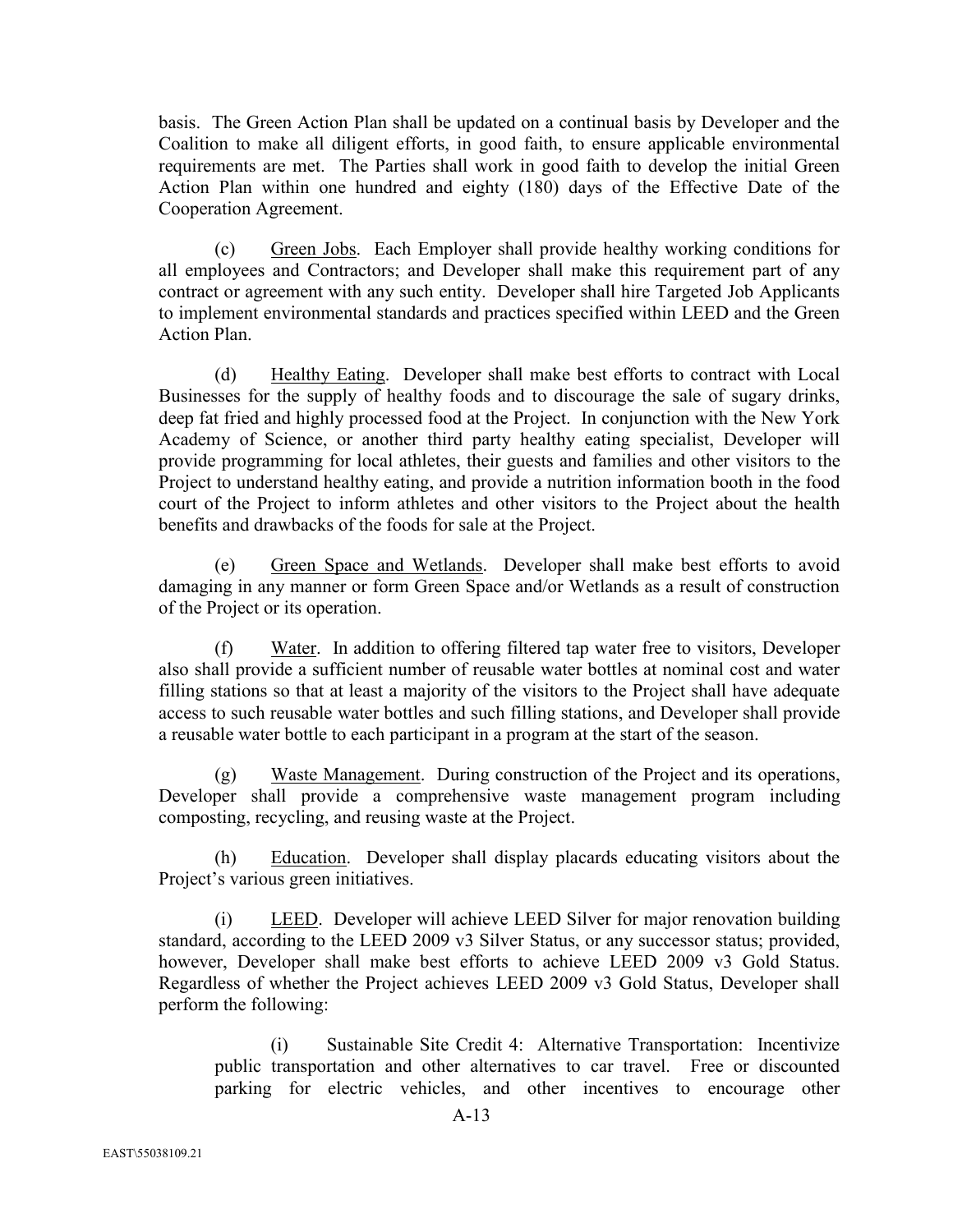basis. The Green Action Plan shall be updated on a continual basis by Developer and the Coalition to make all diligent efforts, in good faith, to ensure applicable environmental requirements are met. The Parties shall work in good faith to develop the initial Green Action Plan within one hundred and eighty (180) days of the Effective Date of the Cooperation Agreement.

(c) Green Jobs. Each Employer shall provide healthy working conditions for all employees and Contractors; and Developer shall make this requirement part of any contract or agreement with any such entity. Developer shall hire Targeted Job Applicants to implement environmental standards and practices specified within LEED and the Green Action Plan.

(d) Healthy Eating. Developer shall make best efforts to contract with Local Businesses for the supply of healthy foods and to discourage the sale of sugary drinks, deep fat fried and highly processed food at the Project. In conjunction with the New York Academy of Science, or another third party healthy eating specialist, Developer will provide programming for local athletes, their guests and families and other visitors to the Project to understand healthy eating, and provide a nutrition information booth in the food court of the Project to inform athletes and other visitors to the Project about the health benefits and drawbacks of the foods for sale at the Project.

(e) Green Space and Wetlands. Developer shall make best efforts to avoid damaging in any manner or form Green Space and/or Wetlands as a result of construction of the Project or its operation.

(f) Water. In addition to offering filtered tap water free to visitors, Developer also shall provide a sufficient number of reusable water bottles at nominal cost and water filling stations so that at least a majority of the visitors to the Project shall have adequate access to such reusable water bottles and such filling stations, and Developer shall provide a reusable water bottle to each participant in a program at the start of the season.

(g) Waste Management. During construction of the Project and its operations, Developer shall provide a comprehensive waste management program including composting, recycling, and reusing waste at the Project.

(h) Education. Developer shall display placards educating visitors about the Project's various green initiatives.

(i) LEED. Developer will achieve LEED Silver for major renovation building standard, according to the LEED 2009 v3 Silver Status, or any successor status; provided, however, Developer shall make best efforts to achieve LEED 2009 v3 Gold Status. Regardless of whether the Project achieves LEED 2009 v3 Gold Status, Developer shall perform the following:

> (i) Sustainable Site Credit 4: Alternative Transportation: Incentivize public transportation and other alternatives to car travel. Free or discounted parking for electric vehicles, and other incentives to encourage other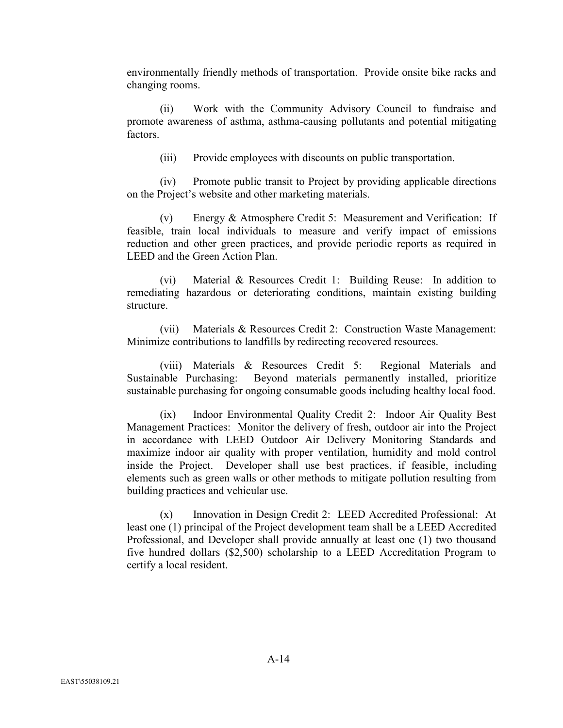environmentally friendly methods of transportation. Provide onsite bike racks and changing rooms.

(ii) Work with the Community Advisory Council to fundraise and promote awareness of asthma, asthma-causing pollutants and potential mitigating factors.

(iii) Provide employees with discounts on public transportation.

(iv) Promote public transit to Project by providing applicable directions on the Project's website and other marketing materials.

(v) Energy & Atmosphere Credit 5: Measurement and Verification: If feasible, train local individuals to measure and verify impact of emissions reduction and other green practices, and provide periodic reports as required in LEED and the Green Action Plan.

(vi) Material & Resources Credit 1: Building Reuse: In addition to remediating hazardous or deteriorating conditions, maintain existing building structure.

(vii) Materials & Resources Credit 2: Construction Waste Management: Minimize contributions to landfills by redirecting recovered resources.

(viii) Materials & Resources Credit 5: Regional Materials and Sustainable Purchasing: Beyond materials permanently installed, prioritize sustainable purchasing for ongoing consumable goods including healthy local food.

(ix) Indoor Environmental Quality Credit 2: Indoor Air Quality Best Management Practices: Monitor the delivery of fresh, outdoor air into the Project in accordance with LEED Outdoor Air Delivery Monitoring Standards and maximize indoor air quality with proper ventilation, humidity and mold control inside the Project. Developer shall use best practices, if feasible, including elements such as green walls or other methods to mitigate pollution resulting from building practices and vehicular use.

(x) Innovation in Design Credit 2: LEED Accredited Professional: At least one (1) principal of the Project development team shall be a LEED Accredited Professional, and Developer shall provide annually at least one (1) two thousand five hundred dollars ($2,500) scholarship to a LEED Accreditation Program to certify a local resident.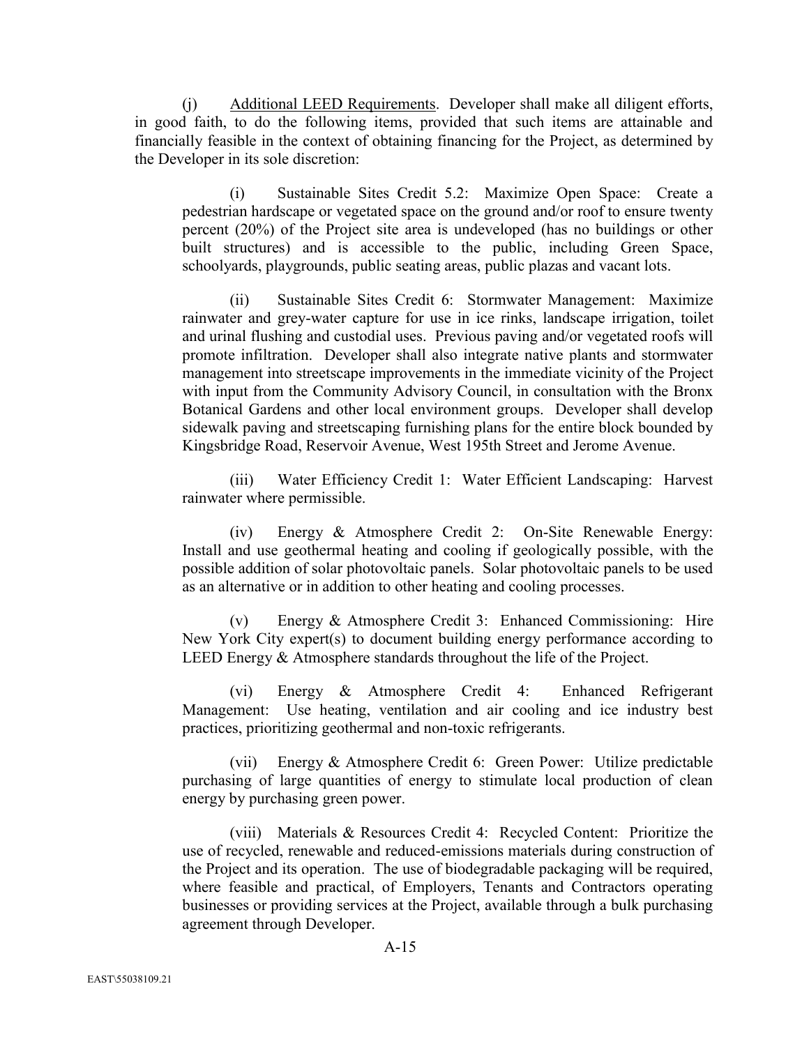(j) Additional LEED Requirements. Developer shall make all diligent efforts, in good faith, to do the following items, provided that such items are attainable and financially feasible in the context of obtaining financing for the Project, as determined by the Developer in its sole discretion:

(i) Sustainable Sites Credit 5.2: Maximize Open Space: Create a pedestrian hardscape or vegetated space on the ground and/or roof to ensure twenty percent (20%) of the Project site area is undeveloped (has no buildings or other built structures) and is accessible to the public, including Green Space, schoolyards, playgrounds, public seating areas, public plazas and vacant lots.

(ii) Sustainable Sites Credit 6: Stormwater Management: Maximize rainwater and grey-water capture for use in ice rinks, landscape irrigation, toilet and urinal flushing and custodial uses. Previous paving and/or vegetated roofs will promote infiltration. Developer shall also integrate native plants and stormwater management into streetscape improvements in the immediate vicinity of the Project with input from the Community Advisory Council, in consultation with the Bronx Botanical Gardens and other local environment groups. Developer shall develop sidewalk paving and streetscaping furnishing plans for the entire block bounded by Kingsbridge Road, Reservoir Avenue, West 195th Street and Jerome Avenue.

(iii) Water Efficiency Credit 1: Water Efficient Landscaping: Harvest rainwater where permissible.

(iv) Energy & Atmosphere Credit 2: On-Site Renewable Energy: Install and use geothermal heating and cooling if geologically possible, with the possible addition of solar photovoltaic panels. Solar photovoltaic panels to be used as an alternative or in addition to other heating and cooling processes.

(v) Energy & Atmosphere Credit 3: Enhanced Commissioning: Hire New York City expert(s) to document building energy performance according to LEED Energy & Atmosphere standards throughout the life of the Project.

(vi) Energy & Atmosphere Credit 4: Enhanced Refrigerant Management: Use heating, ventilation and air cooling and ice industry best practices, prioritizing geothermal and non-toxic refrigerants.

(vii) Energy & Atmosphere Credit 6: Green Power: Utilize predictable purchasing of large quantities of energy to stimulate local production of clean energy by purchasing green power.

(viii) Materials & Resources Credit 4: Recycled Content: Prioritize the use of recycled, renewable and reduced-emissions materials during construction of the Project and its operation. The use of biodegradable packaging will be required, where feasible and practical, of Employers, Tenants and Contractors operating businesses or providing services at the Project, available through a bulk purchasing agreement through Developer.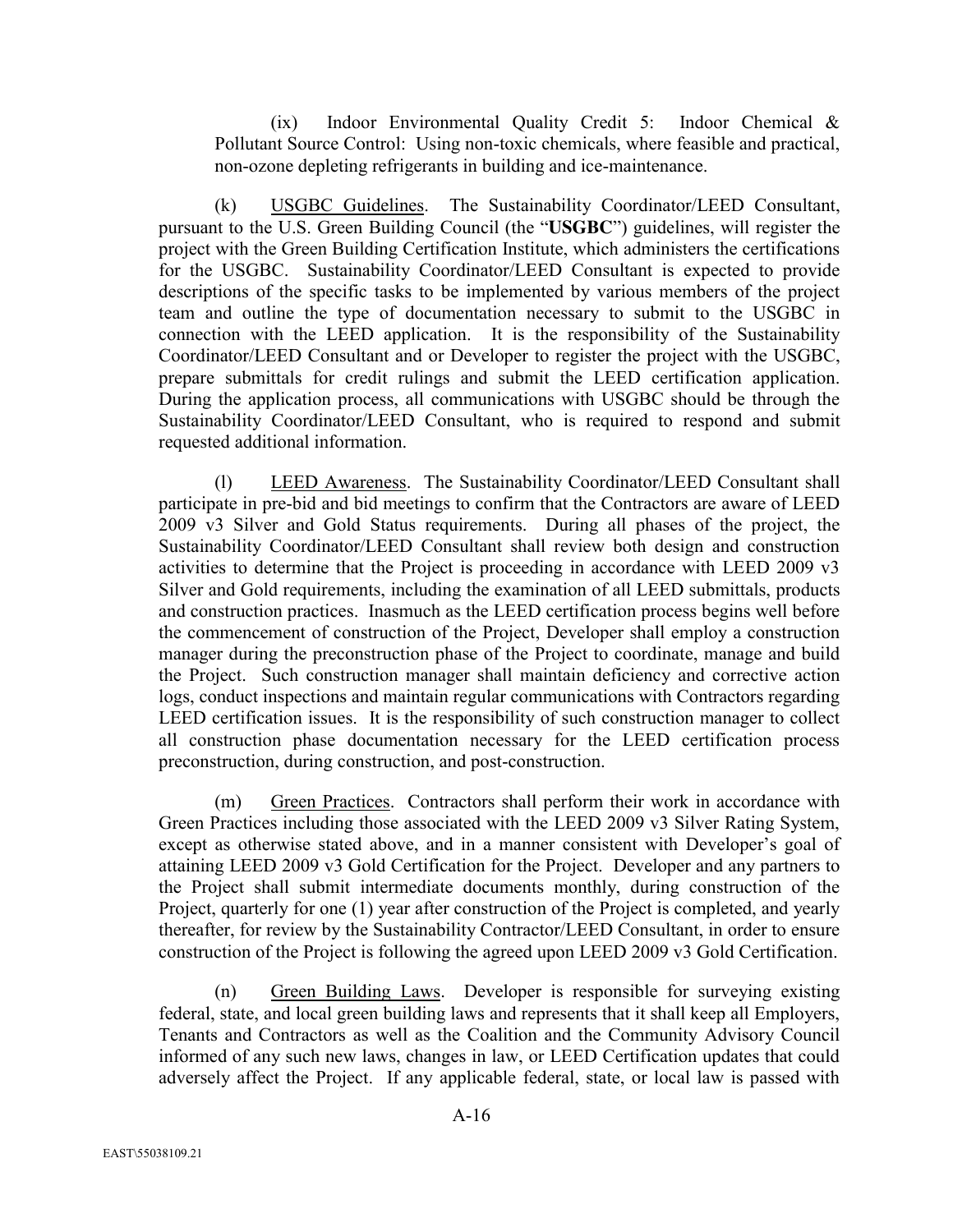(ix) Indoor Environmental Quality Credit 5: Indoor Chemical & Pollutant Source Control: Using non-toxic chemicals, where feasible and practical, non-ozone depleting refrigerants in building and ice-maintenance.

(k) USGBC Guidelines. The Sustainability Coordinator/LEED Consultant, pursuant to the U.S. Green Building Council (the "**USGBC**") guidelines, will register the project with the Green Building Certification Institute, which administers the certifications for the USGBC. Sustainability Coordinator/LEED Consultant is expected to provide descriptions of the specific tasks to be implemented by various members of the project team and outline the type of documentation necessary to submit to the USGBC in connection with the LEED application. It is the responsibility of the Sustainability Coordinator/LEED Consultant and or Developer to register the project with the USGBC, prepare submittals for credit rulings and submit the LEED certification application. During the application process, all communications with USGBC should be through the Sustainability Coordinator/LEED Consultant, who is required to respond and submit requested additional information.

(l) LEED Awareness. The Sustainability Coordinator/LEED Consultant shall participate in pre-bid and bid meetings to confirm that the Contractors are aware of LEED 2009 v3 Silver and Gold Status requirements. During all phases of the project, the Sustainability Coordinator/LEED Consultant shall review both design and construction activities to determine that the Project is proceeding in accordance with LEED 2009 v3 Silver and Gold requirements, including the examination of all LEED submittals, products and construction practices. Inasmuch as the LEED certification process begins well before the commencement of construction of the Project, Developer shall employ a construction manager during the preconstruction phase of the Project to coordinate, manage and build the Project. Such construction manager shall maintain deficiency and corrective action logs, conduct inspections and maintain regular communications with Contractors regarding LEED certification issues. It is the responsibility of such construction manager to collect all construction phase documentation necessary for the LEED certification process preconstruction, during construction, and post-construction.

(m) Green Practices. Contractors shall perform their work in accordance with Green Practices including those associated with the LEED 2009 v3 Silver Rating System, except as otherwise stated above, and in a manner consistent with Developer's goal of attaining LEED 2009 v3 Gold Certification for the Project. Developer and any partners to the Project shall submit intermediate documents monthly, during construction of the Project, quarterly for one (1) year after construction of the Project is completed, and yearly thereafter, for review by the Sustainability Contractor/LEED Consultant, in order to ensure construction of the Project is following the agreed upon LEED 2009 v3 Gold Certification.

(n) Green Building Laws. Developer is responsible for surveying existing federal, state, and local green building laws and represents that it shall keep all Employers, Tenants and Contractors as well as the Coalition and the Community Advisory Council informed of any such new laws, changes in law, or LEED Certification updates that could adversely affect the Project. If any applicable federal, state, or local law is passed with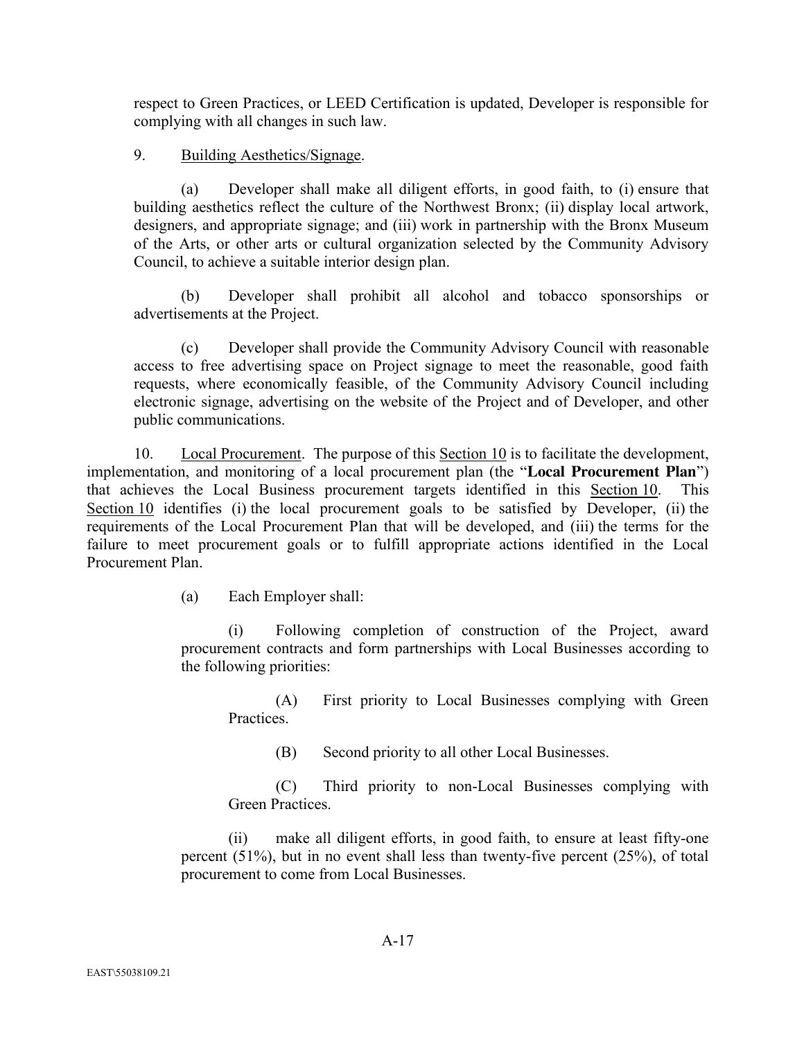respect to Green Practices, or LEED Certification is updated, Developer is responsible for complying with all changes in such law.

9. Building Aesthetics/Signage.

(a) Developer shall make all diligent efforts, in good faith, to (i) ensure that building aesthetics reflect the culture of the Northwest Bronx; (ii) display local artwork, designers, and appropriate signage; and (iii) work in partnership with the Bronx Museum of the Arts, or other arts or cultural organization selected by the Community Advisory Council, to achieve a suitable interior design plan.

(b) Developer shall prohibit all alcohol and tobacco sponsorships or advertisements at the Project.

(c) Developer shall provide the Community Advisory Council with reasonable access to free advertising space on Project signage to meet the reasonable, good faith requests, where economically feasible, of the Community Advisory Council including electronic signage, advertising on the website of the Project and of Developer, and other public communications.

10. Local Procurement. The purpose of this Section 10 is to facilitate the development, implementation, and monitoring of a local procurement plan (the "**Local Procurement Plan**") that achieves the Local Business procurement targets identified in this Section 10. This Section 10 identifies (i) the local procurement goals to be satisfied by Developer, (ii) the requirements of the Local Procurement Plan that will be developed, and (iii) the terms for the failure to meet procurement goals or to fulfill appropriate actions identified in the Local Procurement Plan.

(a) Each Employer shall:

(i) Following completion of construction of the Project, award procurement contracts and form partnerships with Local Businesses according to the following priorities:

(A) First priority to Local Businesses complying with Green Practices.

(B) Second priority to all other Local Businesses.

(C) Third priority to non-Local Businesses complying with Green Practices.

(ii) make all diligent efforts, in good faith, to ensure at least fifty-one percent (51%), but in no event shall less than twenty-five percent (25%), of total procurement to come from Local Businesses.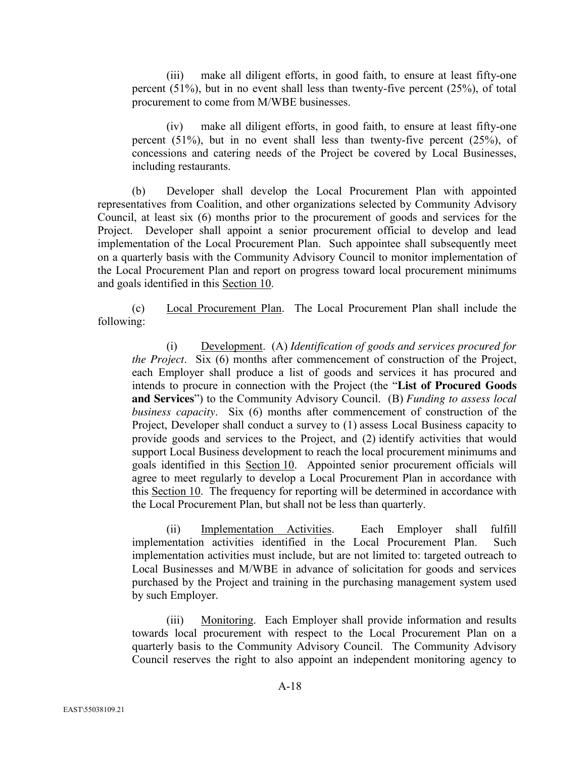(iii) make all diligent efforts, in good faith, to ensure at least fifty-one percent (51%), but in no event shall less than twenty-five percent (25%), of total procurement to come from M/WBE businesses.

(iv) make all diligent efforts, in good faith, to ensure at least fifty-one percent (51%), but in no event shall less than twenty-five percent (25%), of concessions and catering needs of the Project be covered by Local Businesses, including restaurants.

(b) Developer shall develop the Local Procurement Plan with appointed representatives from Coalition, and other organizations selected by Community Advisory Council, at least six (6) months prior to the procurement of goods and services for the Project. Developer shall appoint a senior procurement official to develop and lead implementation of the Local Procurement Plan. Such appointee shall subsequently meet on a quarterly basis with the Community Advisory Council to monitor implementation of the Local Procurement Plan and report on progress toward local procurement minimums and goals identified in this Section 10.

(c) Local Procurement Plan. The Local Procurement Plan shall include the following:

(i) Development. (A) *Identification of goods and services procured for the Project*. Six (6) months after commencement of construction of the Project, each Employer shall produce a list of goods and services it has procured and intends to procure in connection with the Project (the "**List of Procured Goods and Services**") to the Community Advisory Council. (B) *Funding to assess local business capacity*. Six (6) months after commencement of construction of the Project, Developer shall conduct a survey to (1) assess Local Business capacity to provide goods and services to the Project, and (2) identify activities that would support Local Business development to reach the local procurement minimums and goals identified in this Section 10. Appointed senior procurement officials will agree to meet regularly to develop a Local Procurement Plan in accordance with this Section 10. The frequency for reporting will be determined in accordance with the Local Procurement Plan, but shall not be less than quarterly.

(ii) Implementation Activities. Each Employer shall fulfill implementation activities identified in the Local Procurement Plan. Such implementation activities must include, but are not limited to: targeted outreach to Local Businesses and M/WBE in advance of solicitation for goods and services purchased by the Project and training in the purchasing management system used by such Employer.

(iii) Monitoring. Each Employer shall provide information and results towards local procurement with respect to the Local Procurement Plan on a quarterly basis to the Community Advisory Council. The Community Advisory Council reserves the right to also appoint an independent monitoring agency to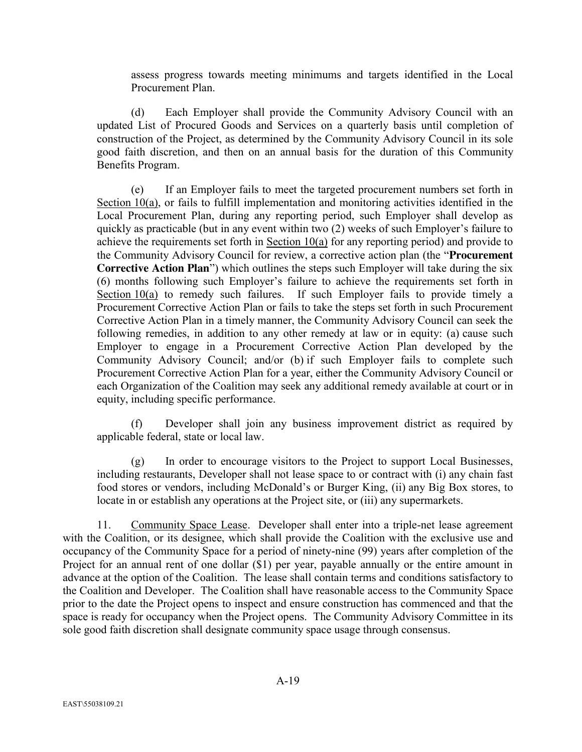assess progress towards meeting minimums and targets identified in the Local Procurement Plan.

(d) Each Employer shall provide the Community Advisory Council with an updated List of Procured Goods and Services on a quarterly basis until completion of construction of the Project, as determined by the Community Advisory Council in its sole good faith discretion, and then on an annual basis for the duration of this Community Benefits Program.

(e) If an Employer fails to meet the targeted procurement numbers set forth in Section 10(a), or fails to fulfill implementation and monitoring activities identified in the Local Procurement Plan, during any reporting period, such Employer shall develop as quickly as practicable (but in any event within two (2) weeks of such Employer's failure to achieve the requirements set forth in Section 10(a) for any reporting period) and provide to the Community Advisory Council for review, a corrective action plan (the "**Procurement Corrective Action Plan**") which outlines the steps such Employer will take during the six (6) months following such Employer's failure to achieve the requirements set forth in Section 10(a) to remedy such failures. If such Employer fails to provide timely a Procurement Corrective Action Plan or fails to take the steps set forth in such Procurement Corrective Action Plan in a timely manner, the Community Advisory Council can seek the following remedies, in addition to any other remedy at law or in equity: (a) cause such Employer to engage in a Procurement Corrective Action Plan developed by the Community Advisory Council; and/or (b) if such Employer fails to complete such Procurement Corrective Action Plan for a year, either the Community Advisory Council or each Organization of the Coalition may seek any additional remedy available at court or in equity, including specific performance.

(f) Developer shall join any business improvement district as required by applicable federal, state or local law.

(g) In order to encourage visitors to the Project to support Local Businesses, including restaurants, Developer shall not lease space to or contract with (i) any chain fast food stores or vendors, including McDonald's or Burger King, (ii) any Big Box stores, to locate in or establish any operations at the Project site, or (iii) any supermarkets.

11. Community Space Lease. Developer shall enter into a triple-net lease agreement with the Coalition, or its designee, which shall provide the Coalition with the exclusive use and occupancy of the Community Space for a period of ninety-nine (99) years after completion of the Project for an annual rent of one dollar ($1) per year, payable annually or the entire amount in advance at the option of the Coalition. The lease shall contain terms and conditions satisfactory to the Coalition and Developer. The Coalition shall have reasonable access to the Community Space prior to the date the Project opens to inspect and ensure construction has commenced and that the space is ready for occupancy when the Project opens. The Community Advisory Committee in its sole good faith discretion shall designate community space usage through consensus.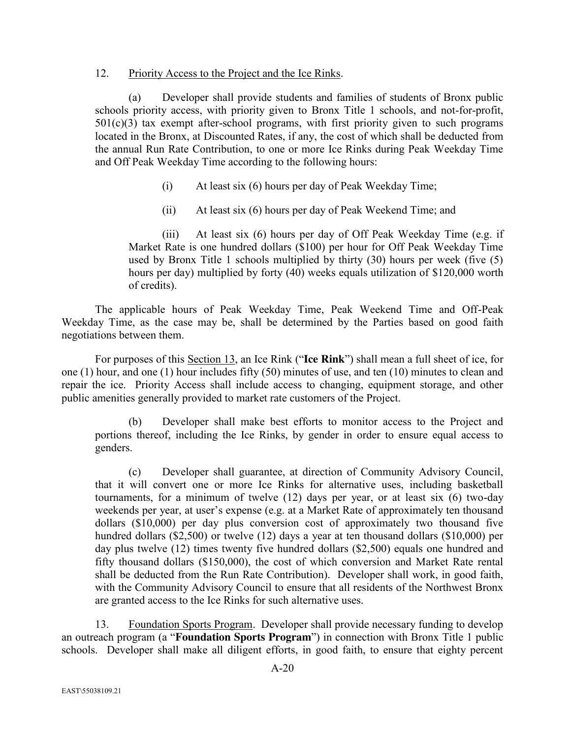12. Priority Access to the Project and the Ice Rinks.

(a) Developer shall provide students and families of students of Bronx public schools priority access, with priority given to Bronx Title 1 schools, and not-for-profit, 501(c)(3) tax exempt after-school programs, with first priority given to such programs located in the Bronx, at Discounted Rates, if any, the cost of which shall be deducted from the annual Run Rate Contribution, to one or more Ice Rinks during Peak Weekday Time and Off Peak Weekday Time according to the following hours:

(i) At least six (6) hours per day of Peak Weekday Time;

(ii) At least six (6) hours per day of Peak Weekend Time; and

(iii) At least six (6) hours per day of Off Peak Weekday Time (e.g. if Market Rate is one hundred dollars ($100) per hour for Off Peak Weekday Time used by Bronx Title 1 schools multiplied by thirty (30) hours per week (five (5) hours per day) multiplied by forty (40) weeks equals utilization of $120,000 worth of credits).

The applicable hours of Peak Weekday Time, Peak Weekend Time and Off-Peak Weekday Time, as the case may be, shall be determined by the Parties based on good faith negotiations between them.

For purposes of this Section 13, an Ice Rink ("**Ice Rink**") shall mean a full sheet of ice, for one (1) hour, and one (1) hour includes fifty (50) minutes of use, and ten (10) minutes to clean and repair the ice. Priority Access shall include access to changing, equipment storage, and other public amenities generally provided to market rate customers of the Project.

(b) Developer shall make best efforts to monitor access to the Project and portions thereof, including the Ice Rinks, by gender in order to ensure equal access to genders.

(c) Developer shall guarantee, at direction of Community Advisory Council, that it will convert one or more Ice Rinks for alternative uses, including basketball tournaments, for a minimum of twelve (12) days per year, or at least six (6) two-day weekends per year, at user's expense (e.g. at a Market Rate of approximately ten thousand dollars ($10,000) per day plus conversion cost of approximately two thousand five hundred dollars ($2,500) or twelve (12) days a year at ten thousand dollars ($10,000) per day plus twelve (12) times twenty five hundred dollars ($2,500) equals one hundred and fifty thousand dollars ($150,000), the cost of which conversion and Market Rate rental shall be deducted from the Run Rate Contribution). Developer shall work, in good faith, with the Community Advisory Council to ensure that all residents of the Northwest Bronx are granted access to the Ice Rinks for such alternative uses.

13. Foundation Sports Program. Developer shall provide necessary funding to develop an outreach program (a "**Foundation Sports Program**") in connection with Bronx Title 1 public schools. Developer shall make all diligent efforts, in good faith, to ensure that eighty percent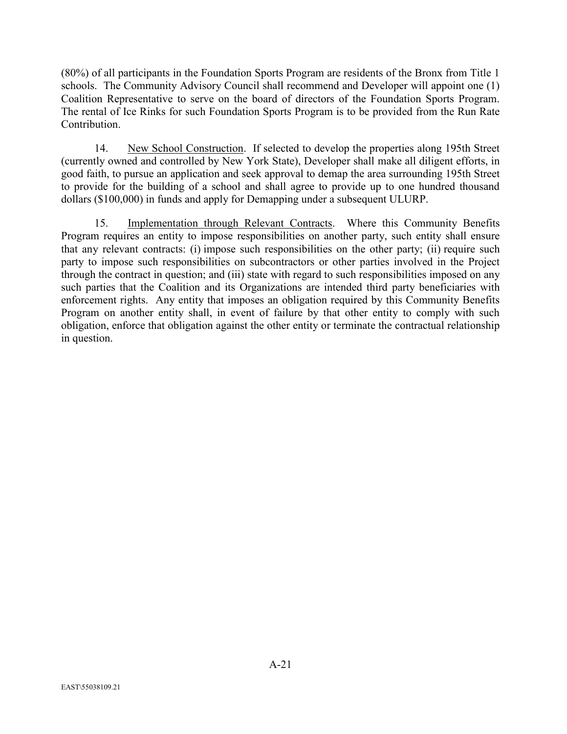(80%) of all participants in the Foundation Sports Program are residents of the Bronx from Title 1 schools. The Community Advisory Council shall recommend and Developer will appoint one (1) Coalition Representative to serve on the board of directors of the Foundation Sports Program. The rental of Ice Rinks for such Foundation Sports Program is to be provided from the Run Rate Contribution.

14. New School Construction. If selected to develop the properties along 195th Street (currently owned and controlled by New York State), Developer shall make all diligent efforts, in good faith, to pursue an application and seek approval to demap the area surrounding 195th Street to provide for the building of a school and shall agree to provide up to one hundred thousand dollars ($100,000) in funds and apply for Demapping under a subsequent ULURP.

15. Implementation through Relevant Contracts. Where this Community Benefits Program requires an entity to impose responsibilities on another party, such entity shall ensure that any relevant contracts: (i) impose such responsibilities on the other party; (ii) require such party to impose such responsibilities on subcontractors or other parties involved in the Project through the contract in question; and (iii) state with regard to such responsibilities imposed on any such parties that the Coalition and its Organizations are intended third party beneficiaries with enforcement rights. Any entity that imposes an obligation required by this Community Benefits Program on another entity shall, in event of failure by that other entity to comply with such obligation, enforce that obligation against the other entity or terminate the contractual relationship in question.